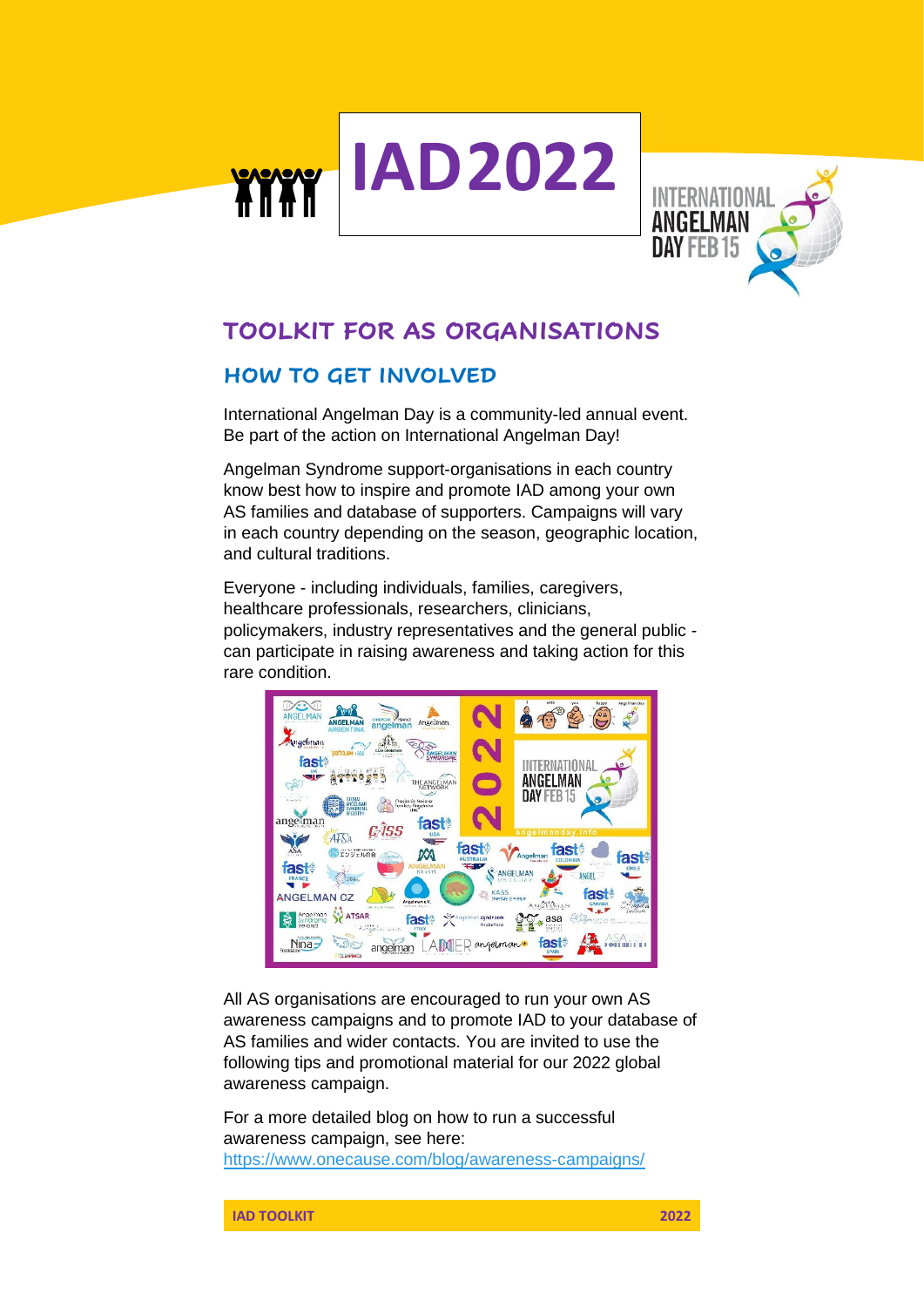# IAD2022

INTERNATIONAL ANGELMAN DAY FEB 15

## TOOLKIT FOR AS ORGANISATIONS

### HOW TO GET INVOLVED

International Angelman Day is a community-led annual event. Be part of the action on International Angelman Day!

Angelman Syndrome support-organisations in each country know best how to inspire and promote IAD among your own AS families and database of supporters. Campaigns will vary in each country depending on the season, geographic location, and cultural traditions.

Everyone - including individuals, families, caregivers, healthcare professionals, researchers, clinicians, policymakers, industry representatives and the general public - can participate in raising awareness and taking action for this rare condition.

All AS organisations are encouraged to run your own AS awareness campaigns and to promote IAD to your database of AS families and wider contacts. You are invited to use the following tips and promotional material for our 2022 global awareness campaign.

For a more detailed blog on how to run a successful awareness campaign, see here: https://www.onecause.com/blog/awareness-campaigns/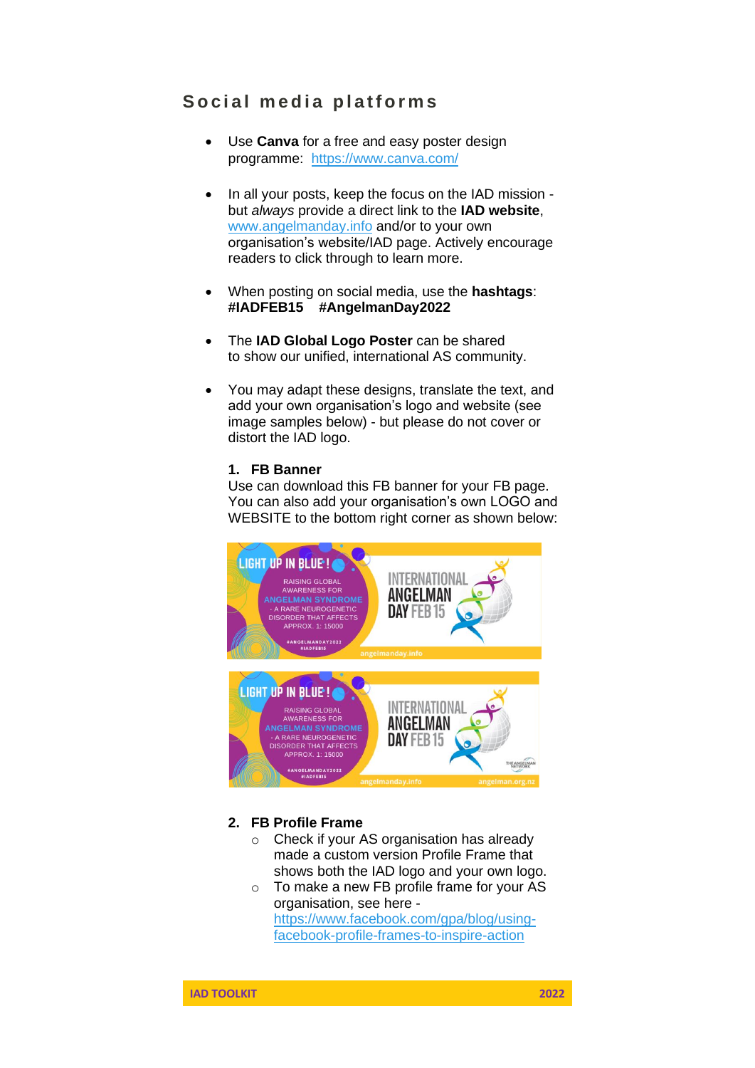## Social media platforms

- Use **Canva** for a free and easy poster design programme: https://www.canva.com/

- In all your posts, keep the focus on the IAD mission - but *always* provide a direct link to the **IAD website**, www.angelmanday.info and/or to your own organisation's website/IAD page. Actively encourage readers to click through to learn more.

- When posting on social media, use the **hashtags**: **#IADFEB15 #AngelmanDay2022**

- The **IAD Global Logo Poster** can be shared to show our unified, international AS community.

- You may adapt these designs, translate the text, and add your own organisation's logo and website (see image samples below) - but please do not cover or distort the IAD logo.

1. **FB Banner**

   Use can download this FB banner for your FB page. You can also add your organisation's own LOGO and WEBSITE to the bottom right corner as shown below:

2. **FB Profile Frame**
   - Check if your AS organisation has already made a custom version Profile Frame that shows both the IAD logo and your own logo.
   - To make a new FB profile frame for your AS organisation, see here - https://www.facebook.com/gpa/blog/using-facebook-profile-frames-to-inspire-action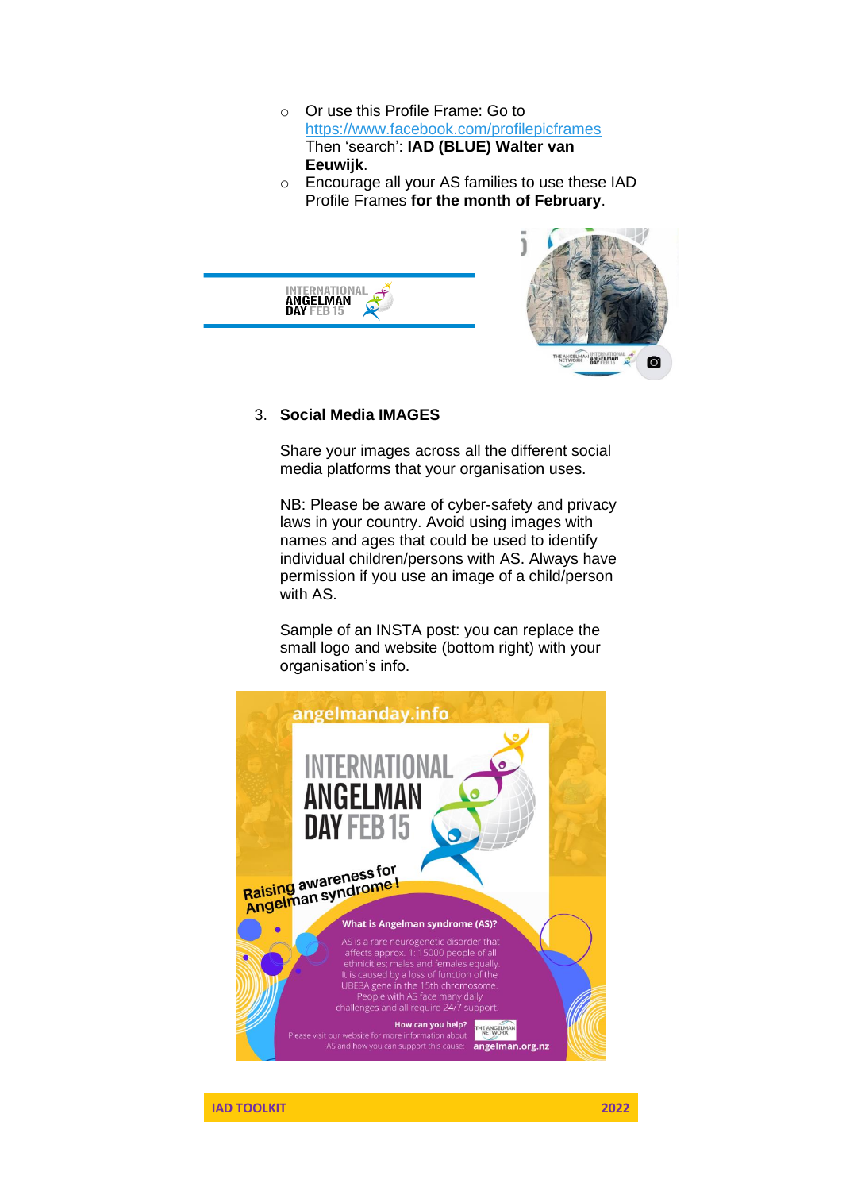- Or use this Profile Frame: Go to [https://www.facebook.com/profilepicframes](https://www.facebook.com/profilepicframes) Then 'search': **IAD (BLUE) Walter van Eeuwijk**.
- Encourage all your AS families to use these IAD Profile Frames **for the month of February**.

3. **Social Media IMAGES**

   Share your images across all the different social media platforms that your organisation uses.

   NB: Please be aware of cyber-safety and privacy laws in your country. Avoid using images with names and ages that could be used to identify individual children/persons with AS. Always have permission if you use an image of a child/person with AS.

   Sample of an INSTA post: you can replace the small logo and website (bottom right) with your organisation's info.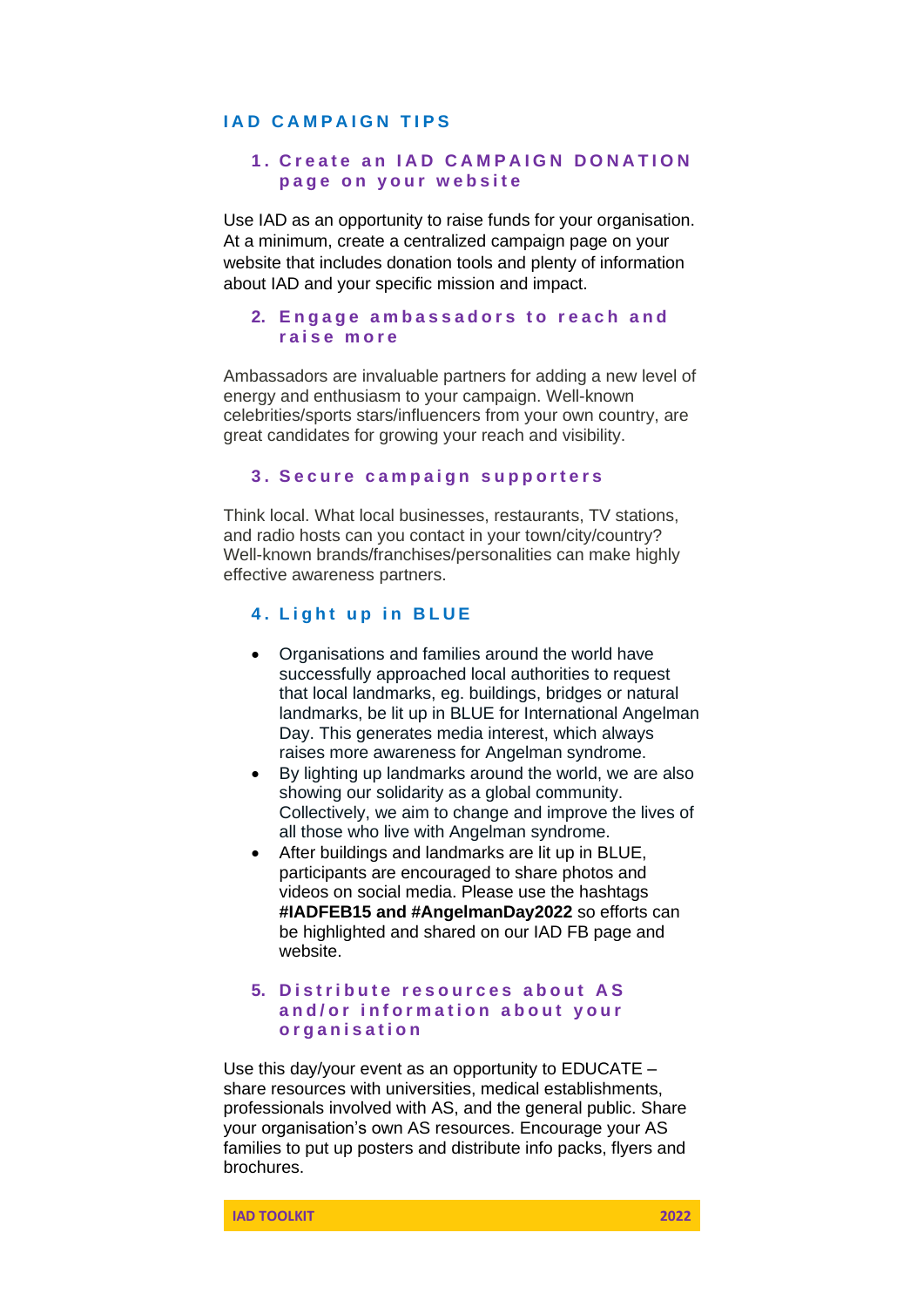## IAD CAMPAIGN TIPS

### 1. Create an IAD CAMPAIGN DONATION page on your website

Use IAD as an opportunity to raise funds for your organisation. At a minimum, create a centralized campaign page on your website that includes donation tools and plenty of information about IAD and your specific mission and impact.

### 2. Engage ambassadors to reach and raise more

Ambassadors are invaluable partners for adding a new level of energy and enthusiasm to your campaign. Well-known celebrities/sports stars/influencers from your own country, are great candidates for growing your reach and visibility.

### 3. Secure campaign supporters

Think local. What local businesses, restaurants, TV stations, and radio hosts can you contact in your town/city/country? Well-known brands/franchises/personalities can make highly effective awareness partners.

### 4. Light up in BLUE

- Organisations and families around the world have successfully approached local authorities to request that local landmarks, eg. buildings, bridges or natural landmarks, be lit up in BLUE for International Angelman Day. This generates media interest, which always raises more awareness for Angelman syndrome.
- By lighting up landmarks around the world, we are also showing our solidarity as a global community. Collectively, we aim to change and improve the lives of all those who live with Angelman syndrome.
- After buildings and landmarks are lit up in BLUE, participants are encouraged to share photos and videos on social media. Please use the hashtags **#IADFEB15 and #AngelmanDay2022** so efforts can be highlighted and shared on our IAD FB page and website.

### 5. Distribute resources about AS and/or information about your organisation

Use this day/your event as an opportunity to EDUCATE – share resources with universities, medical establishments, professionals involved with AS, and the general public. Share your organisation's own AS resources. Encourage your AS families to put up posters and distribute info packs, flyers and brochures.